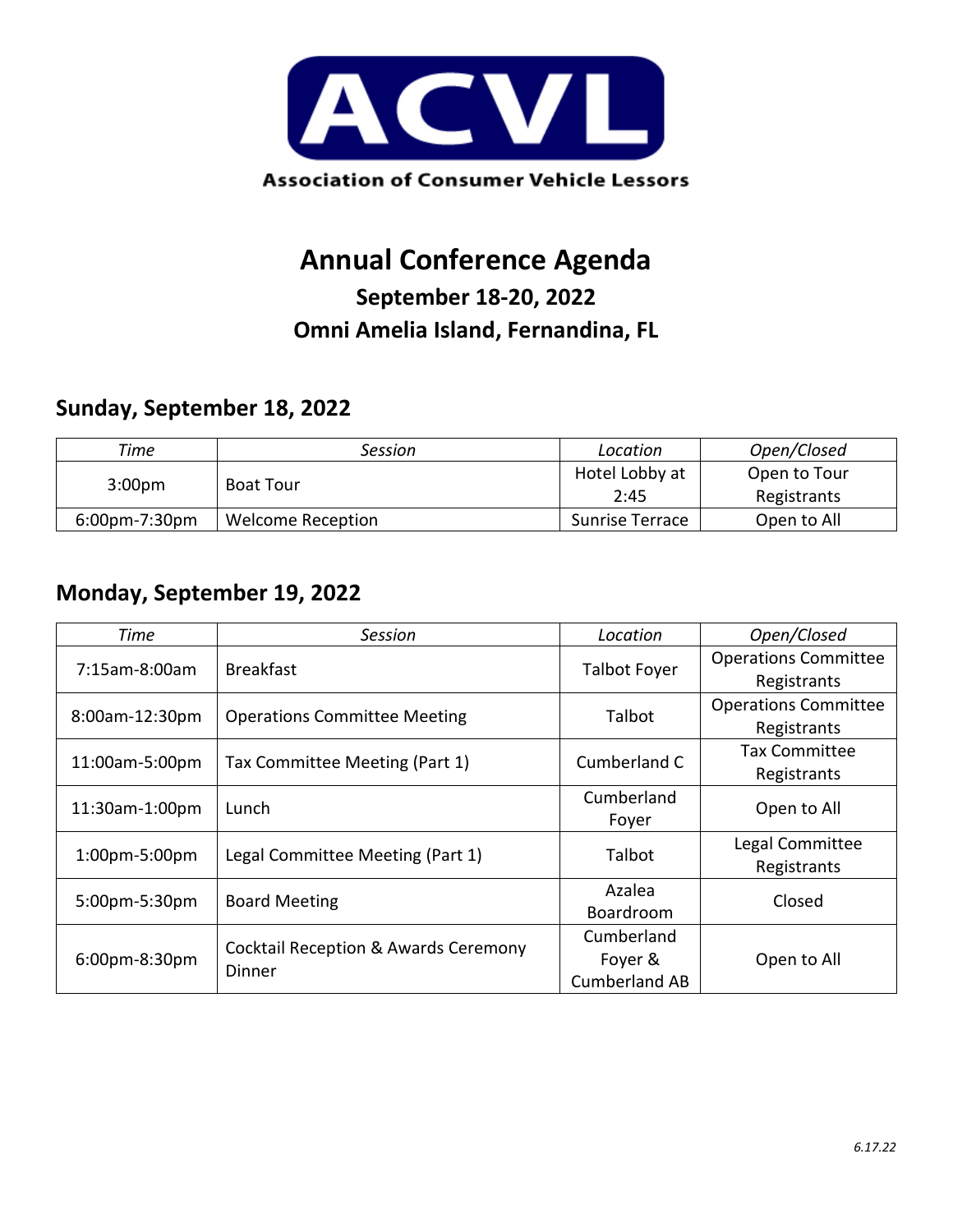ACVL

Association of Consumer Vehicle Lessors

# Annual Conference Agenda

### September 18-20, 2022

### Omni Amelia Island, Fernandina, FL

## Sunday, September 18, 2022

| *Time* | *Session* | *Location* | *Open/Closed* |
|---|---|---|---|
| 3:00pm | Boat Tour | Hotel Lobby at 2:45 | Open to Tour Registrants |
| 6:00pm-7:30pm | Welcome Reception | Sunrise Terrace | Open to All |

## Monday, September 19, 2022

| *Time* | *Session* | *Location* | *Open/Closed* |
|---|---|---|---|
| 7:15am-8:00am | Breakfast | Talbot Foyer | Operations Committee Registrants |
| 8:00am-12:30pm | Operations Committee Meeting | Talbot | Operations Committee Registrants |
| 11:00am-5:00pm | Tax Committee Meeting (Part 1) | Cumberland C | Tax Committee Registrants |
| 11:30am-1:00pm | Lunch | Cumberland Foyer | Open to All |
| 1:00pm-5:00pm | Legal Committee Meeting (Part 1) | Talbot | Legal Committee Registrants |
| 5:00pm-5:30pm | Board Meeting | Azalea Boardroom | Closed |
| 6:00pm-8:30pm | Cocktail Reception & Awards Ceremony Dinner | Cumberland Foyer & Cumberland AB | Open to All |

*6.17.22*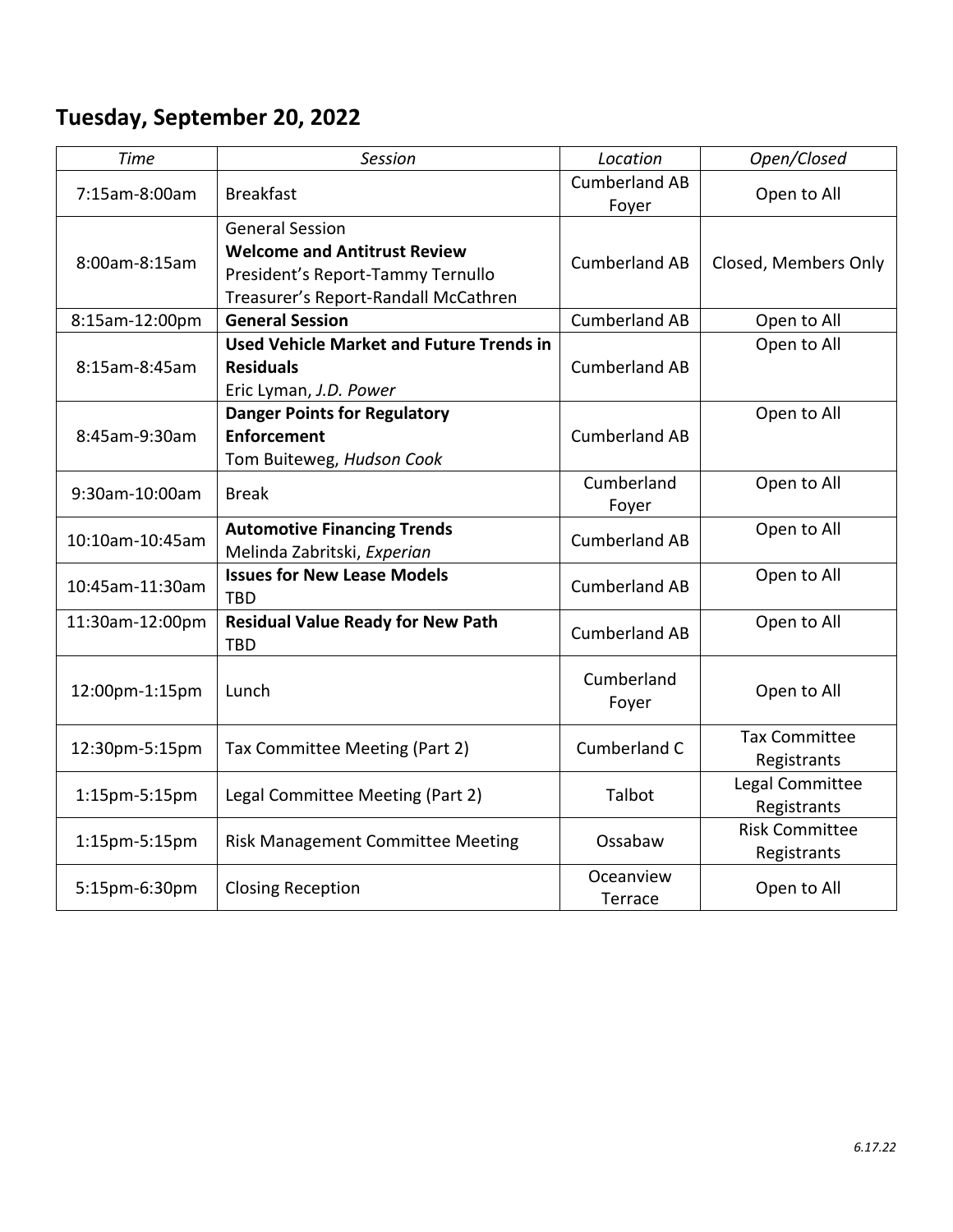## Tuesday, September 20, 2022

| *Time* | *Session* | *Location* | *Open/Closed* |
|---|---|---|---|
| 7:15am-8:00am | Breakfast | Cumberland AB Foyer | Open to All |
| 8:00am-8:15am | General Session<br>**Welcome and Antitrust Review**<br>President's Report-Tammy Ternullo<br>Treasurer's Report-Randall McCathren | Cumberland AB | Closed, Members Only |
| 8:15am-12:00pm | **General Session** | Cumberland AB | Open to All |
| 8:15am-8:45am | **Used Vehicle Market and Future Trends in Residuals**<br>Eric Lyman, *J.D. Power* | Cumberland AB | Open to All |
| 8:45am-9:30am | **Danger Points for Regulatory Enforcement**<br>Tom Buiteweg, *Hudson Cook* | Cumberland AB | Open to All |
| 9:30am-10:00am | Break | Cumberland Foyer | Open to All |
| 10:10am-10:45am | **Automotive Financing Trends**<br>Melinda Zabritski, *Experian* | Cumberland AB | Open to All |
| 10:45am-11:30am | **Issues for New Lease Models**<br>TBD | Cumberland AB | Open to All |
| 11:30am-12:00pm | **Residual Value Ready for New Path**<br>TBD | Cumberland AB | Open to All |
| 12:00pm-1:15pm | Lunch | Cumberland Foyer | Open to All |
| 12:30pm-5:15pm | Tax Committee Meeting (Part 2) | Cumberland C | Tax Committee Registrants |
| 1:15pm-5:15pm | Legal Committee Meeting (Part 2) | Talbot | Legal Committee Registrants |
| 1:15pm-5:15pm | Risk Management Committee Meeting | Ossabaw | Risk Committee Registrants |
| 5:15pm-6:30pm | Closing Reception | Oceanview Terrace | Open to All |

*6.17.22*